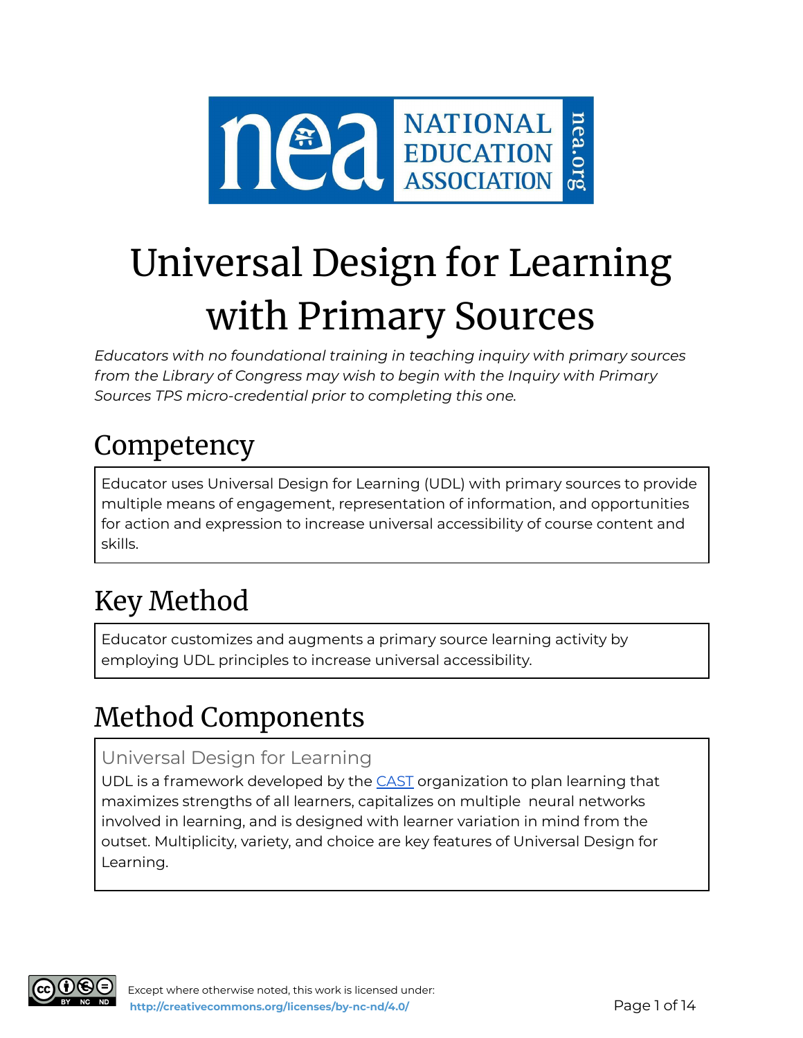# Universal Design for Learning with Primary Sources

*Educators with no foundational training in teaching inquiry with primary sources from the Library of Congress may wish to begin with the Inquiry with Primary Sources TPS micro-credential prior to completing this one.*

## Competency

Educator uses Universal Design for Learning (UDL) with primary sources to provide multiple means of engagement, representation of information, and opportunities for action and expression to increase universal accessibility of course content and skills.

## Key Method

Educator customizes and augments a primary source learning activity by employing UDL principles to increase universal accessibility.

## Method Components

### Universal Design for Learning

UDL is a framework developed by the CAST organization to plan learning that maximizes strengths of all learners, capitalizes on multiple neural networks involved in learning, and is designed with learner variation in mind from the outset. Multiplicity, variety, and choice are key features of Universal Design for Learning.

Except where otherwise noted, this work is licensed under: http://creativecommons.org/licenses/by-nc-nd/4.0/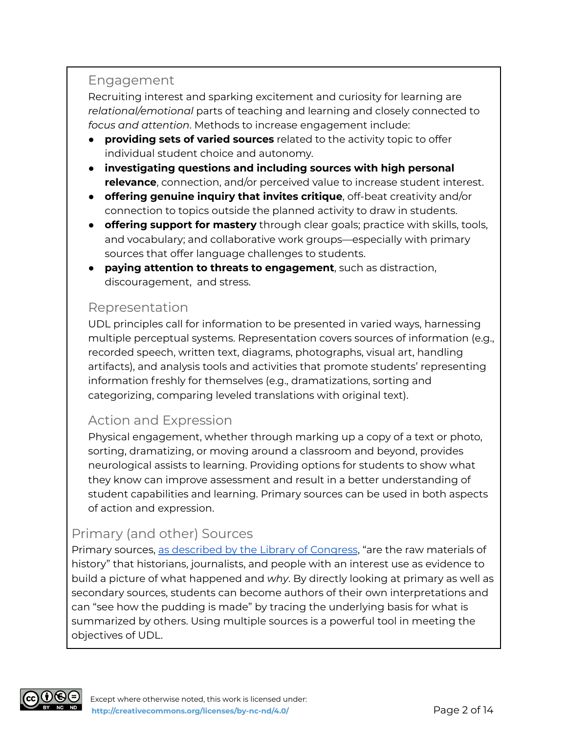### Engagement

Recruiting interest and sparking excitement and curiosity for learning are *relational/emotional* parts of teaching and learning and closely connected to *focus and attention*. Methods to increase engagement include:

- **providing sets of varied sources** related to the activity topic to offer individual student choice and autonomy.
- **investigating questions and including sources with high personal relevance**, connection, and/or perceived value to increase student interest.
- **offering genuine inquiry that invites critique**, off-beat creativity and/or connection to topics outside the planned activity to draw in students.
- **offering support for mastery** through clear goals; practice with skills, tools, and vocabulary; and collaborative work groups—especially with primary sources that offer language challenges to students.
- **paying attention to threats to engagement**, such as distraction, discouragement, and stress.

### Representation

UDL principles call for information to be presented in varied ways, harnessing multiple perceptual systems. Representation covers sources of information (e.g., recorded speech, written text, diagrams, photographs, visual art, handling artifacts), and analysis tools and activities that promote students' representing information freshly for themselves (e.g., dramatizations, sorting and categorizing, comparing leveled translations with original text).

### Action and Expression

Physical engagement, whether through marking up a copy of a text or photo, sorting, dramatizing, or moving around a classroom and beyond, provides neurological assists to learning. Providing options for students to show what they know can improve assessment and result in a better understanding of student capabilities and learning. Primary sources can be used in both aspects of action and expression.

## Primary (and other) Sources

Primary sources, as described by the Library of Congress, "are the raw materials of history" that historians, journalists, and people with an interest use as evidence to build a picture of what happened and *why*. By directly looking at primary as well as secondary sources, students can become authors of their own interpretations and can "see how the pudding is made" by tracing the underlying basis for what is summarized by others. Using multiple sources is a powerful tool in meeting the objectives of UDL.

Except where otherwise noted, this work is licensed under: http://creativecommons.org/licenses/by-nc-nd/4.0/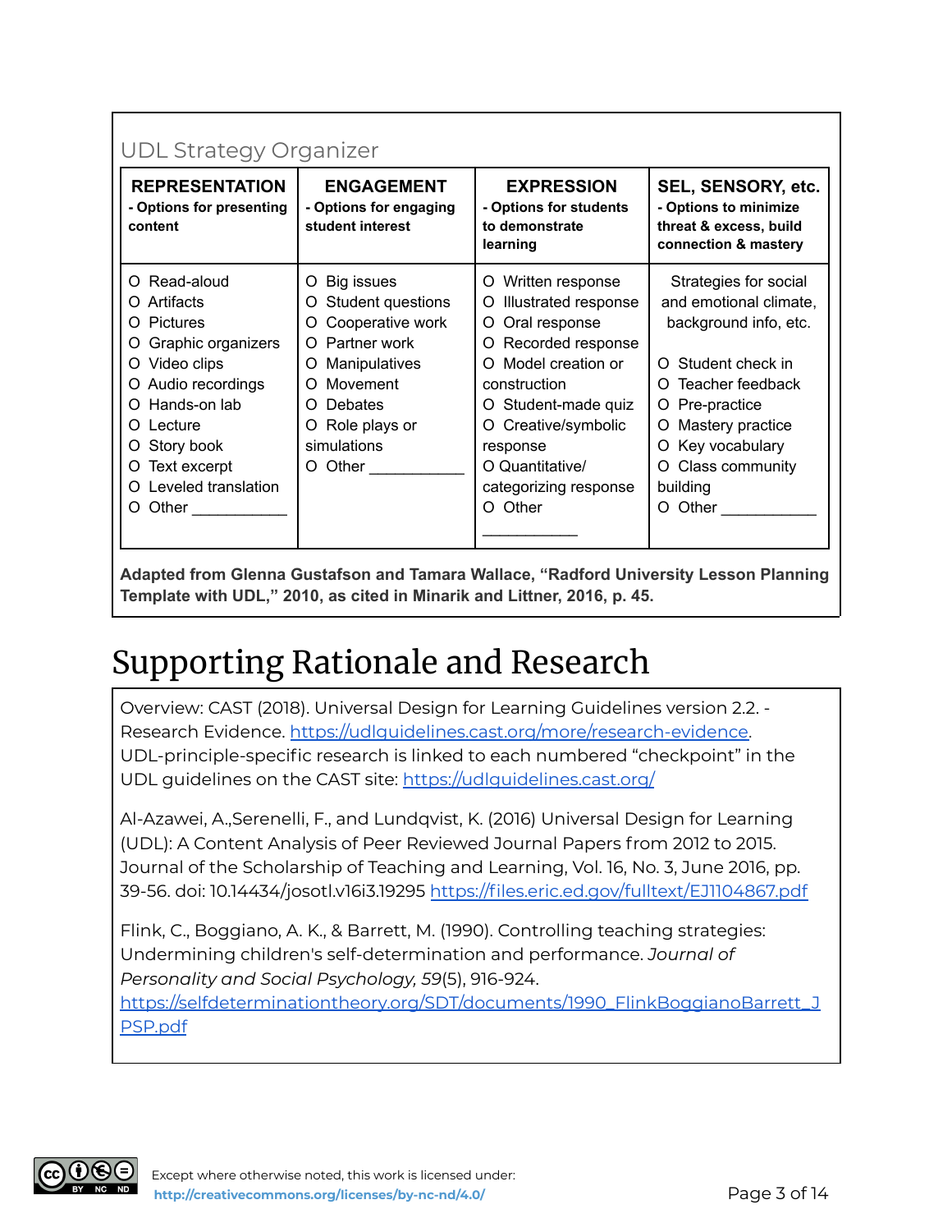UDL Strategy Organizer

| **REPRESENTATION** - Options for presenting content | **ENGAGEMENT** - Options for engaging student interest | **EXPRESSION** - Options for students to demonstrate learning | **SEL, SENSORY, etc.** - Options to minimize threat & excess, build connection & mastery |
|---|---|---|---|
| O Read-aloud<br>O Artifacts<br>O Pictures<br>O Graphic organizers<br>O Video clips<br>O Audio recordings<br>O Hands-on lab<br>O Lecture<br>O Story book<br>O Text excerpt<br>O Leveled translation<br>O Other ___________ | O Big issues<br>O Student questions<br>O Cooperative work<br>O Partner work<br>O Manipulatives<br>O Movement<br>O Debates<br>O Role plays or simulations<br>O Other ___________ | O Written response<br>O Illustrated response<br>O Oral response<br>O Recorded response<br>O Model creation or construction<br>O Student-made quiz<br>O Creative/symbolic response<br>O Quantitative/ categorizing response<br>O Other ___________ | Strategies for social and emotional climate, background info, etc.<br><br>O Student check in<br>O Teacher feedback<br>O Pre-practice<br>O Mastery practice<br>O Key vocabulary<br>O Class community building<br>O Other ___________ |

**Adapted from Glenna Gustafson and Tamara Wallace, "Radford University Lesson Planning Template with UDL," 2010, as cited in Minarik and Littner, 2016, p. 45.**

# Supporting Rationale and Research

Overview: CAST (2018). Universal Design for Learning Guidelines version 2.2. - Research Evidence. https://udlguidelines.cast.org/more/research-evidence. UDL-principle-specific research is linked to each numbered "checkpoint" in the UDL guidelines on the CAST site: https://udlguidelines.cast.org/

Al-Azawei, A.,Serenelli, F., and Lundqvist, K. (2016) Universal Design for Learning (UDL): A Content Analysis of Peer Reviewed Journal Papers from 2012 to 2015. Journal of the Scholarship of Teaching and Learning, Vol. 16, No. 3, June 2016, pp. 39-56. doi: 10.14434/josotl.v16i3.19295 https://files.eric.ed.gov/fulltext/EJ1104867.pdf

Flink, C., Boggiano, A. K., & Barrett, M. (1990). Controlling teaching strategies: Undermining children's self-determination and performance. *Journal of Personality and Social Psychology, 59*(5), 916-924. https://selfdeterminationtheory.org/SDT/documents/1990_FlinkBoggianoBarrett_JPSP.pdf

Except where otherwise noted, this work is licensed under: **http://creativecommons.org/licenses/by-nc-nd/4.0/**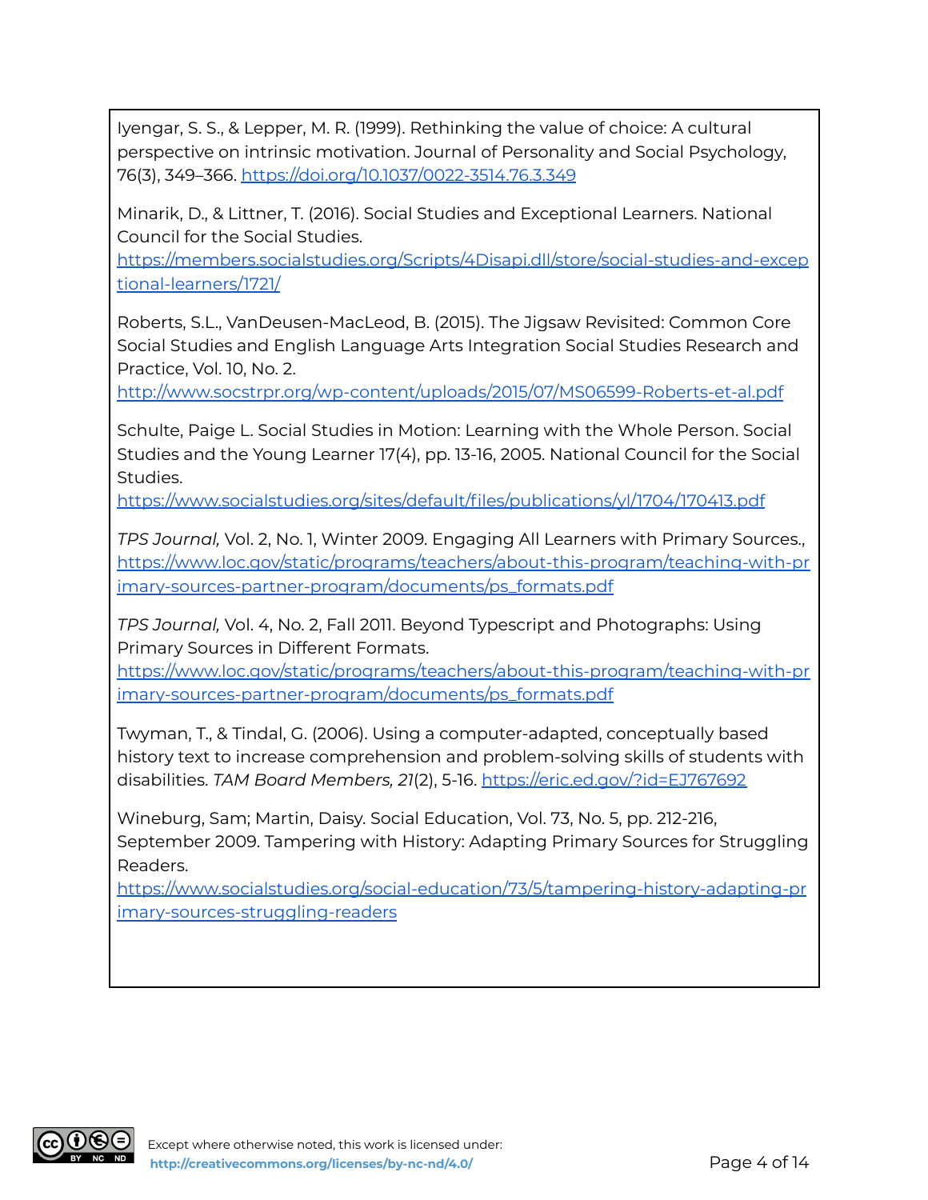Iyengar, S. S., & Lepper, M. R. (1999). Rethinking the value of choice: A cultural perspective on intrinsic motivation. Journal of Personality and Social Psychology, 76(3), 349–366. https://doi.org/10.1037/0022-3514.76.3.349

Minarik, D., & Littner, T. (2016). Social Studies and Exceptional Learners. National Council for the Social Studies. https://members.socialstudies.org/Scripts/4Disapi.dll/store/social-studies-and-exceptional-learners/1721/

Roberts, S.L., VanDeusen-MacLeod, B. (2015). The Jigsaw Revisited: Common Core Social Studies and English Language Arts Integration Social Studies Research and Practice, Vol. 10, No. 2. http://www.socstrpr.org/wp-content/uploads/2015/07/MS06599-Roberts-et-al.pdf

Schulte, Paige L. Social Studies in Motion: Learning with the Whole Person. Social Studies and the Young Learner 17(4), pp. 13-16, 2005. National Council for the Social Studies. https://www.socialstudies.org/sites/default/files/publications/yl/1704/170413.pdf

*TPS Journal,* Vol. 2, No. 1, Winter 2009. Engaging All Learners with Primary Sources., https://www.loc.gov/static/programs/teachers/about-this-program/teaching-with-primary-sources-partner-program/documents/ps_formats.pdf

*TPS Journal,* Vol. 4, No. 2, Fall 2011. Beyond Typescript and Photographs: Using Primary Sources in Different Formats. https://www.loc.gov/static/programs/teachers/about-this-program/teaching-with-primary-sources-partner-program/documents/ps_formats.pdf

Twyman, T., & Tindal, G. (2006). Using a computer-adapted, conceptually based history text to increase comprehension and problem-solving skills of students with disabilities. *TAM Board Members, 21*(2), 5-16. https://eric.ed.gov/?id=EJ767692

Wineburg, Sam; Martin, Daisy. Social Education, Vol. 73, No. 5, pp. 212-216, September 2009. Tampering with History: Adapting Primary Sources for Struggling Readers. https://www.socialstudies.org/social-education/73/5/tampering-history-adapting-primary-sources-struggling-readers

Except where otherwise noted, this work is licensed under: http://creativecommons.org/licenses/by-nc-nd/4.0/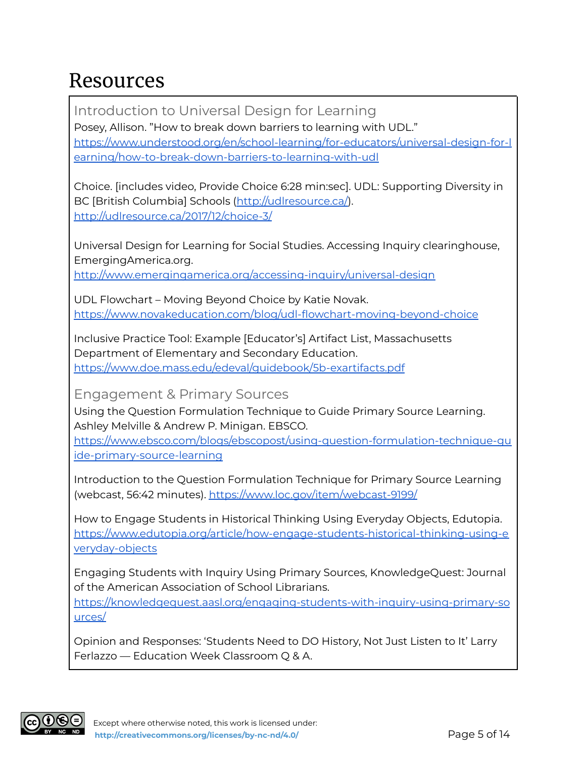# Resources

## Introduction to Universal Design for Learning

Posey, Allison. "How to break down barriers to learning with UDL." https://www.understood.org/en/school-learning/for-educators/universal-design-for-learning/how-to-break-down-barriers-to-learning-with-udl

Choice. [includes video, Provide Choice 6:28 min:sec]. UDL: Supporting Diversity in BC [British Columbia] Schools (http://udlresource.ca/). http://udlresource.ca/2017/12/choice-3/

Universal Design for Learning for Social Studies. Accessing Inquiry clearinghouse, EmergingAmerica.org. http://www.emergingamerica.org/accessing-inquiry/universal-design

UDL Flowchart – Moving Beyond Choice by Katie Novak. https://www.novakeducation.com/blog/udl-flowchart-moving-beyond-choice

Inclusive Practice Tool: Example [Educator's] Artifact List, Massachusetts Department of Elementary and Secondary Education. https://www.doe.mass.edu/edeval/guidebook/5b-exartifacts.pdf

## Engagement & Primary Sources

Using the Question Formulation Technique to Guide Primary Source Learning. Ashley Melville & Andrew P. Minigan. EBSCO. https://www.ebsco.com/blogs/ebscopost/using-question-formulation-technique-guide-primary-source-learning

Introduction to the Question Formulation Technique for Primary Source Learning (webcast, 56:42 minutes). https://www.loc.gov/item/webcast-9199/

How to Engage Students in Historical Thinking Using Everyday Objects, Edutopia. https://www.edutopia.org/article/how-engage-students-historical-thinking-using-everyday-objects

Engaging Students with Inquiry Using Primary Sources, KnowledgeQuest: Journal of the American Association of School Librarians. https://knowledgequest.aasl.org/engaging-students-with-inquiry-using-primary-sources/

Opinion and Responses: 'Students Need to DO History, Not Just Listen to It' Larry Ferlazzo — Education Week Classroom Q & A.

Except where otherwise noted, this work is licensed under: http://creativecommons.org/licenses/by-nc-nd/4.0/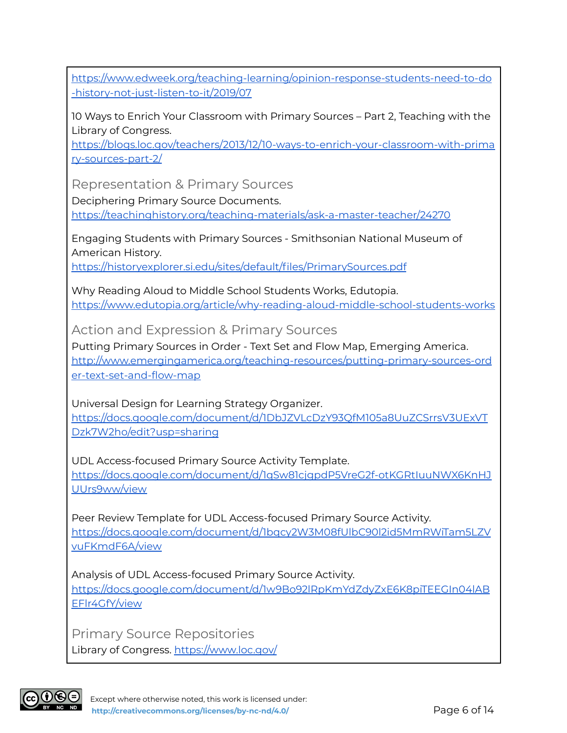https://www.edweek.org/teaching-learning/opinion-response-students-need-to-do-history-not-just-listen-to-it/2019/07

10 Ways to Enrich Your Classroom with Primary Sources – Part 2, Teaching with the Library of Congress.
https://blogs.loc.gov/teachers/2013/12/10-ways-to-enrich-your-classroom-with-primary-sources-part-2/

### Representation & Primary Sources

Deciphering Primary Source Documents.
https://teachinghistory.org/teaching-materials/ask-a-master-teacher/24270

Engaging Students with Primary Sources - Smithsonian National Museum of American History.
https://historyexplorer.si.edu/sites/default/files/PrimarySources.pdf

Why Reading Aloud to Middle School Students Works, Edutopia.
https://www.edutopia.org/article/why-reading-aloud-middle-school-students-works

### Action and Expression & Primary Sources

Putting Primary Sources in Order - Text Set and Flow Map, Emerging America.
http://www.emergingamerica.org/teaching-resources/putting-primary-sources-order-text-set-and-flow-map

Universal Design for Learning Strategy Organizer.
https://docs.google.com/document/d/1DbJZVLcDzY93QfM105a8UuZCSrrsV3UExVTDzk7W2ho/edit?usp=sharing

UDL Access-focused Primary Source Activity Template.
https://docs.google.com/document/d/1qSw81cjqpdP5VreG2f-otKGRtIuuNWX6KnHJUUrs9ww/view

Peer Review Template for UDL Access-focused Primary Source Activity.
https://docs.google.com/document/d/1bqcy2W3M08fUIbC90l2id5MmRWiTam5LZVvuFKmdF6A/view

Analysis of UDL Access-focused Primary Source Activity.
https://docs.google.com/document/d/1w9Bo92lRpKmYdZdyZxE6K8piTEEGIn04lABEFlr4GfY/view

### Primary Source Repositories

Library of Congress. https://www.loc.gov/

Except where otherwise noted, this work is licensed under:
http://creativecommons.org/licenses/by-nc-nd/4.0/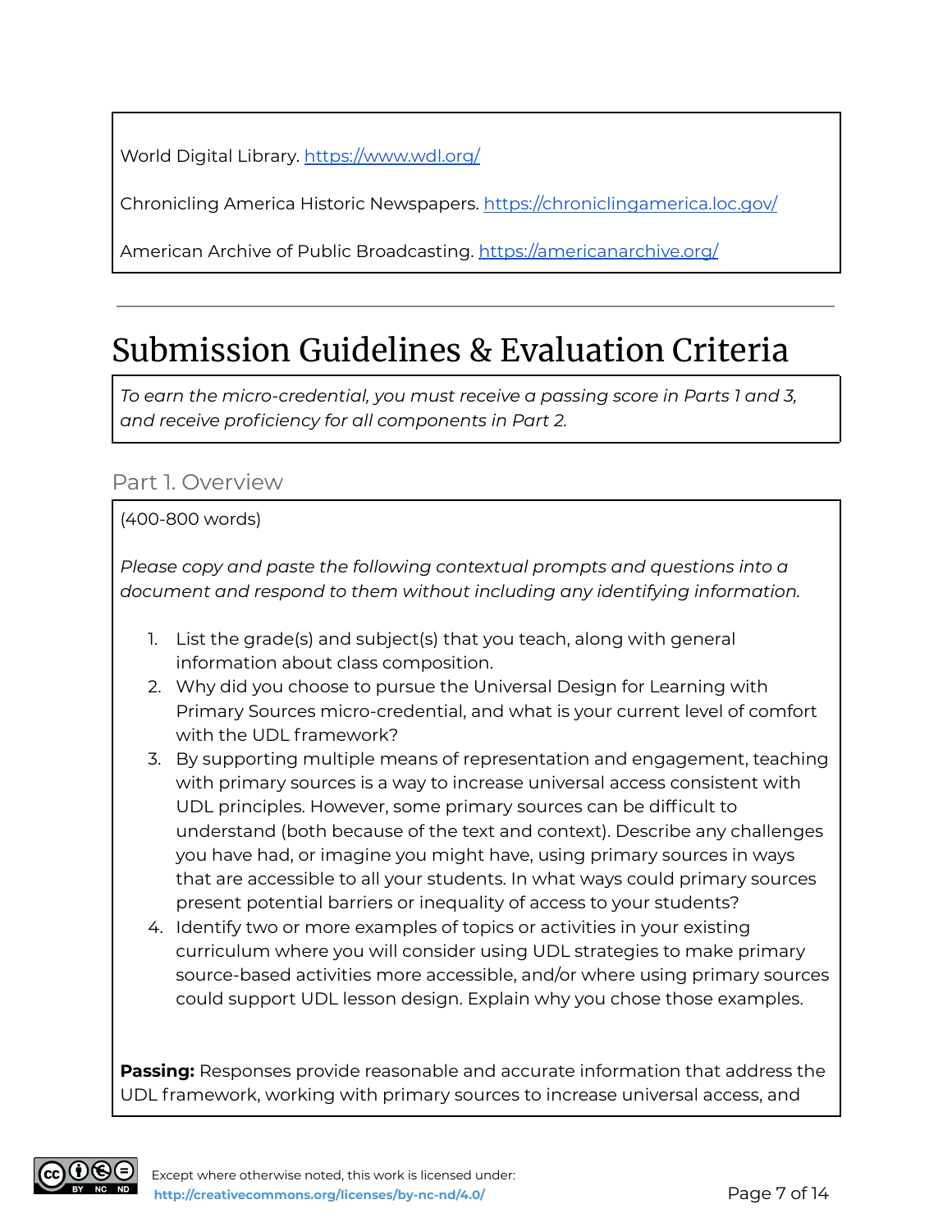World Digital Library. https://www.wdl.org/

Chronicling America Historic Newspapers. https://chroniclingamerica.loc.gov/

American Archive of Public Broadcasting. https://americanarchive.org/

---

# Submission Guidelines & Evaluation Criteria

*To earn the micro-credential, you must receive a passing score in Parts 1 and 3, and receive proficiency for all components in Part 2.*

## Part 1. Overview

(400-800 words)

*Please copy and paste the following contextual prompts and questions into a document and respond to them without including any identifying information.*

1. List the grade(s) and subject(s) that you teach, along with general information about class composition.
2. Why did you choose to pursue the Universal Design for Learning with Primary Sources micro-credential, and what is your current level of comfort with the UDL framework?
3. By supporting multiple means of representation and engagement, teaching with primary sources is a way to increase universal access consistent with UDL principles. However, some primary sources can be difficult to understand (both because of the text and context). Describe any challenges you have had, or imagine you might have, using primary sources in ways that are accessible to all your students. In what ways could primary sources present potential barriers or inequality of access to your students?
4. Identify two or more examples of topics or activities in your existing curriculum where you will consider using UDL strategies to make primary source-based activities more accessible, and/or where using primary sources could support UDL lesson design. Explain why you chose those examples.

**Passing:** Responses provide reasonable and accurate information that address the UDL framework, working with primary sources to increase universal access, and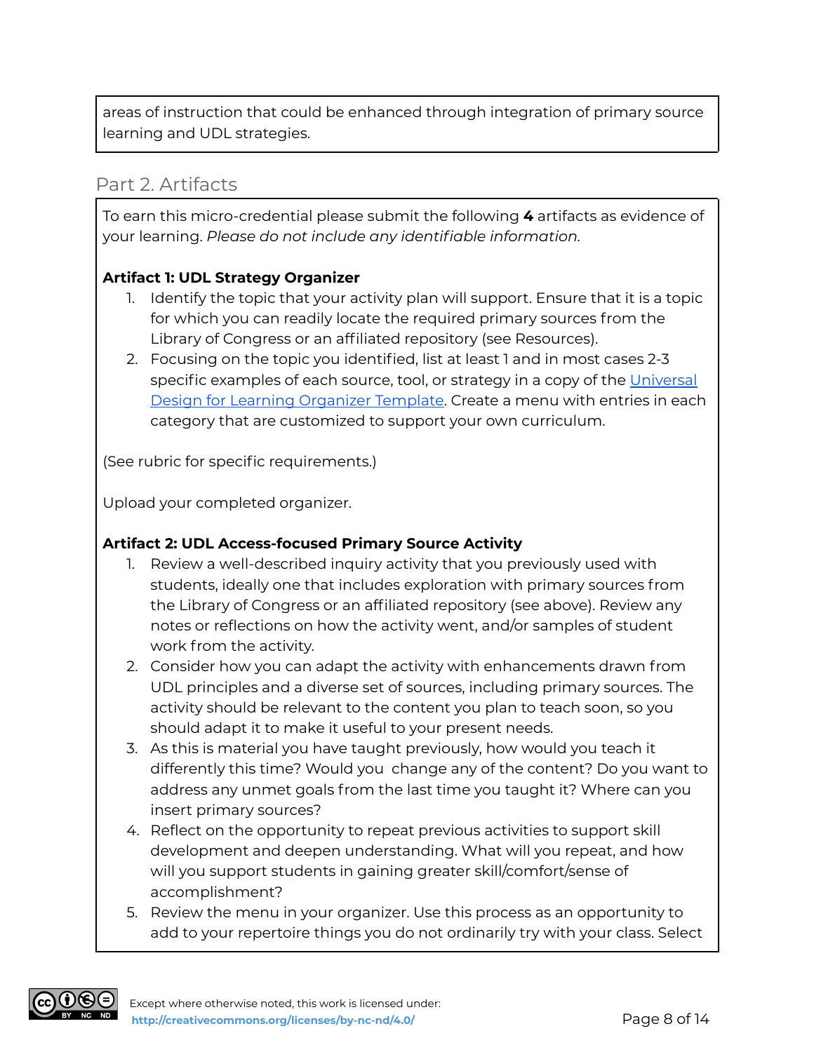areas of instruction that could be enhanced through integration of primary source learning and UDL strategies.

## Part 2. Artifacts

To earn this micro-credential please submit the following **4** artifacts as evidence of your learning. *Please do not include any identifiable information.*

**Artifact 1: UDL Strategy Organizer**

1. Identify the topic that your activity plan will support. Ensure that it is a topic for which you can readily locate the required primary sources from the Library of Congress or an affiliated repository (see Resources).
2. Focusing on the topic you identified, list at least 1 and in most cases 2-3 specific examples of each source, tool, or strategy in a copy of the [Universal Design for Learning Organizer Template](). Create a menu with entries in each category that are customized to support your own curriculum.

(See rubric for specific requirements.)

Upload your completed organizer.

**Artifact 2: UDL Access-focused Primary Source Activity**

1. Review a well-described inquiry activity that you previously used with students, ideally one that includes exploration with primary sources from the Library of Congress or an affiliated repository (see above). Review any notes or reflections on how the activity went, and/or samples of student work from the activity.
2. Consider how you can adapt the activity with enhancements drawn from UDL principles and a diverse set of sources, including primary sources. The activity should be relevant to the content you plan to teach soon, so you should adapt it to make it useful to your present needs.
3. As this is material you have taught previously, how would you teach it differently this time? Would you change any of the content? Do you want to address any unmet goals from the last time you taught it? Where can you insert primary sources?
4. Reflect on the opportunity to repeat previous activities to support skill development and deepen understanding. What will you repeat, and how will you support students in gaining greater skill/comfort/sense of accomplishment?
5. Review the menu in your organizer. Use this process as an opportunity to add to your repertoire things you do not ordinarily try with your class. Select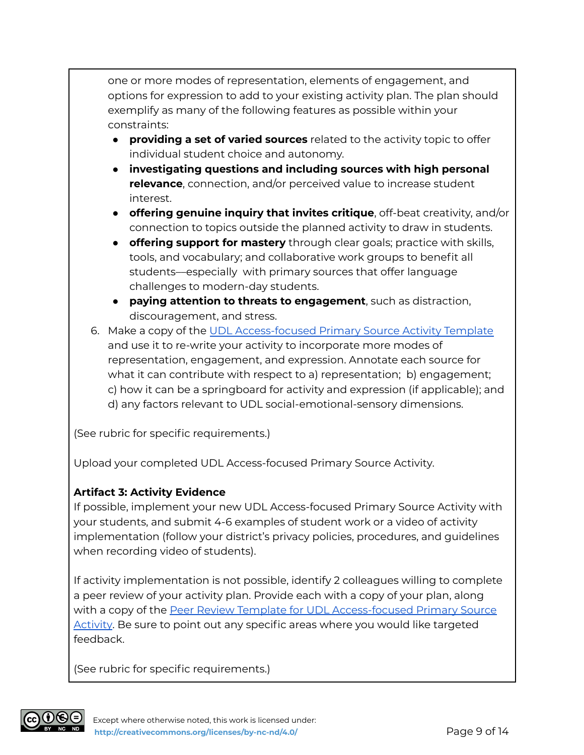one or more modes of representation, elements of engagement, and options for expression to add to your existing activity plan. The plan should exemplify as many of the following features as possible within your constraints:

- **providing a set of varied sources** related to the activity topic to offer individual student choice and autonomy.
- **investigating questions and including sources with high personal relevance**, connection, and/or perceived value to increase student interest.
- **offering genuine inquiry that invites critique**, off-beat creativity, and/or connection to topics outside the planned activity to draw in students.
- **offering support for mastery** through clear goals; practice with skills, tools, and vocabulary; and collaborative work groups to benefit all students—especially with primary sources that offer language challenges to modern-day students.
- **paying attention to threats to engagement**, such as distraction, discouragement, and stress.

6. Make a copy of the UDL Access-focused Primary Source Activity Template and use it to re-write your activity to incorporate more modes of representation, engagement, and expression. Annotate each source for what it can contribute with respect to a) representation; b) engagement; c) how it can be a springboard for activity and expression (if applicable); and d) any factors relevant to UDL social-emotional-sensory dimensions.

(See rubric for specific requirements.)

Upload your completed UDL Access-focused Primary Source Activity.

**Artifact 3: Activity Evidence**

If possible, implement your new UDL Access-focused Primary Source Activity with your students, and submit 4-6 examples of student work or a video of activity implementation (follow your district's privacy policies, procedures, and guidelines when recording video of students).

If activity implementation is not possible, identify 2 colleagues willing to complete a peer review of your activity plan. Provide each with a copy of your plan, along with a copy of the Peer Review Template for UDL Access-focused Primary Source Activity. Be sure to point out any specific areas where you would like targeted feedback.

(See rubric for specific requirements.)

Except where otherwise noted, this work is licensed under: http://creativecommons.org/licenses/by-nc-nd/4.0/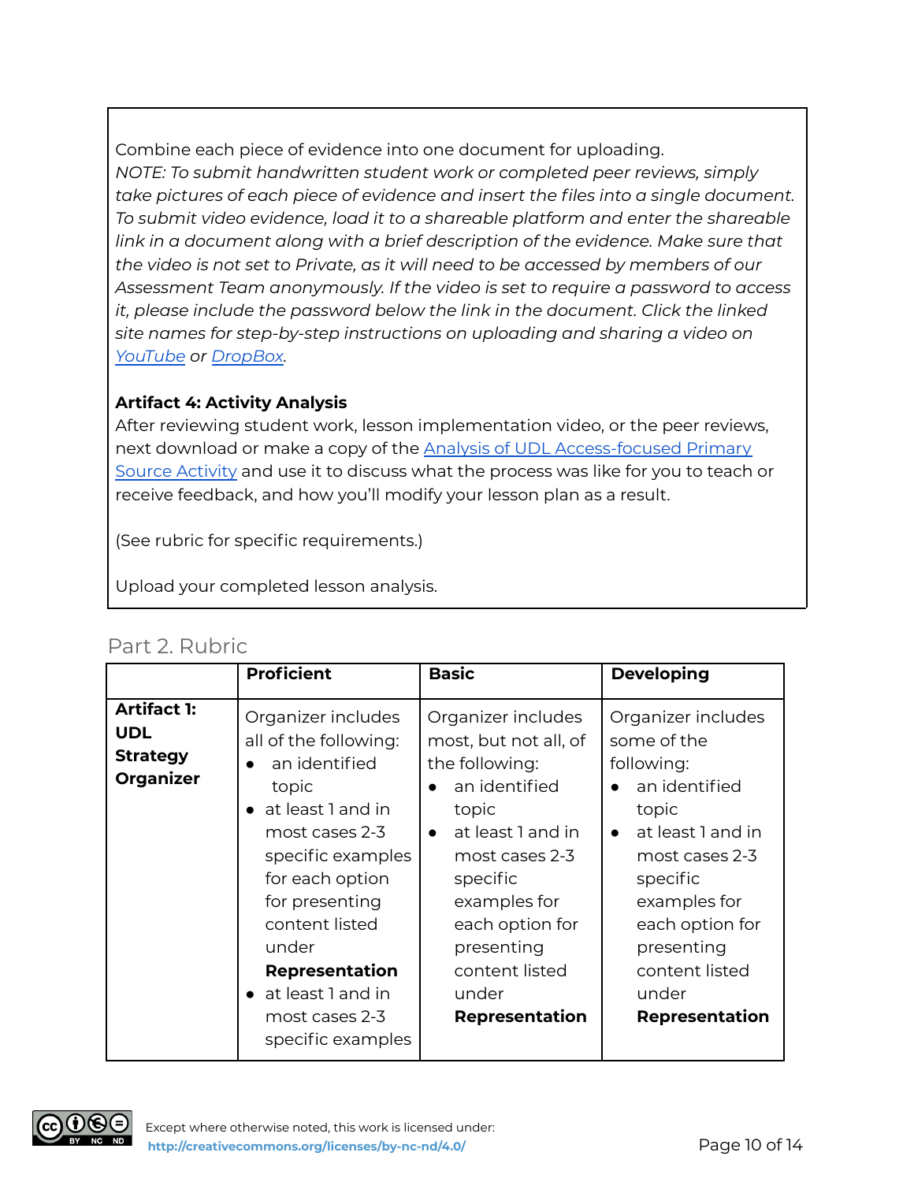Combine each piece of evidence into one document for uploading.
*NOTE: To submit handwritten student work or completed peer reviews, simply take pictures of each piece of evidence and insert the files into a single document. To submit video evidence, load it to a shareable platform and enter the shareable link in a document along with a brief description of the evidence. Make sure that the video is not set to Private, as it will need to be accessed by members of our Assessment Team anonymously. If the video is set to require a password to access it, please include the password below the link in the document. Click the linked site names for step-by-step instructions on uploading and sharing a video on [YouTube]() or [DropBox]().*

**Artifact 4: Activity Analysis**
After reviewing student work, lesson implementation video, or the peer reviews, next download or make a copy of the [Analysis of UDL Access-focused Primary Source Activity]() and use it to discuss what the process was like for you to teach or receive feedback, and how you'll modify your lesson plan as a result.

(See rubric for specific requirements.)

Upload your completed lesson analysis.

## Part 2. Rubric

| | **Proficient** | **Basic** | **Developing** |
|---|---|---|---|
| **Artifact 1: UDL Strategy Organizer** | Organizer includes all of the following:<br>• an identified topic<br>• at least 1 and in most cases 2-3 specific examples for each option for presenting content listed under **Representation**<br>• at least 1 and in most cases 2-3 specific examples | Organizer includes most, but not all, of the following:<br>• an identified topic<br>• at least 1 and in most cases 2-3 specific examples for each option for presenting content listed under **Representation** | Organizer includes some of the following:<br>• an identified topic<br>• at least 1 and in most cases 2-3 specific examples for each option for presenting content listed under **Representation** |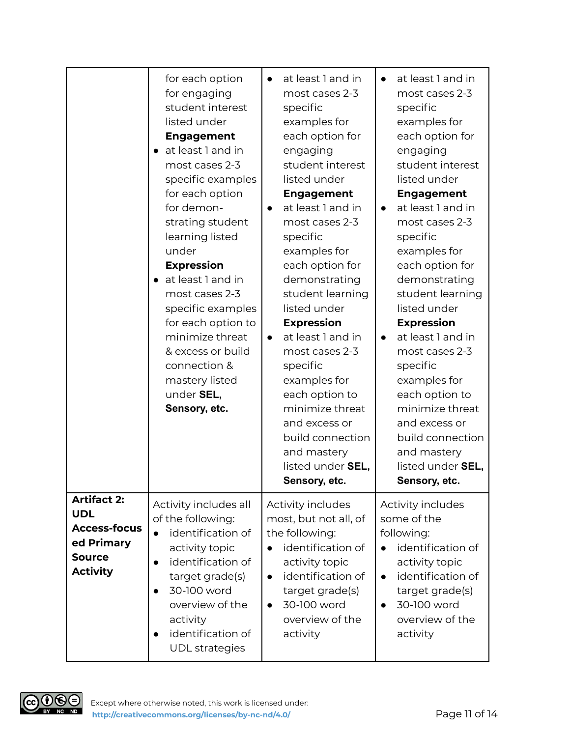| | | | |
|---|---|---|---|
| | for each option for engaging student interest listed under **Engagement**<br>• at least 1 and in most cases 2-3 specific examples for each option for demon-strating student learning listed under **Expression**<br>• at least 1 and in most cases 2-3 specific examples for each option to minimize threat & excess or build connection & mastery listed under **SEL, Sensory, etc.** | • at least 1 and in most cases 2-3 specific examples for each option for engaging student interest listed under **Engagement**<br>• at least 1 and in most cases 2-3 specific examples for each option for demonstrating student learning listed under **Expression**<br>• at least 1 and in most cases 2-3 specific examples for each option to minimize threat and excess or build connection and mastery listed under **SEL, Sensory, etc.** | • at least 1 and in most cases 2-3 specific examples for each option for engaging student interest listed under **Engagement**<br>• at least 1 and in most cases 2-3 specific examples for each option for demonstrating student learning listed under **Expression**<br>• at least 1 and in most cases 2-3 specific examples for each option to minimize threat and excess or build connection and mastery listed under **SEL, Sensory, etc.** |
| **Artifact 2: UDL Access-focused Primary Source Activity** | Activity includes all of the following:<br>• identification of activity topic<br>• identification of target grade(s)<br>• 30-100 word overview of the activity<br>• identification of UDL strategies | Activity includes most, but not all, of the following:<br>• identification of activity topic<br>• identification of target grade(s)<br>• 30-100 word overview of the activity | Activity includes some of the following:<br>• identification of activity topic<br>• identification of target grade(s)<br>• 30-100 word overview of the activity |

Except where otherwise noted, this work is licensed under: http://creativecommons.org/licenses/by-nc-nd/4.0/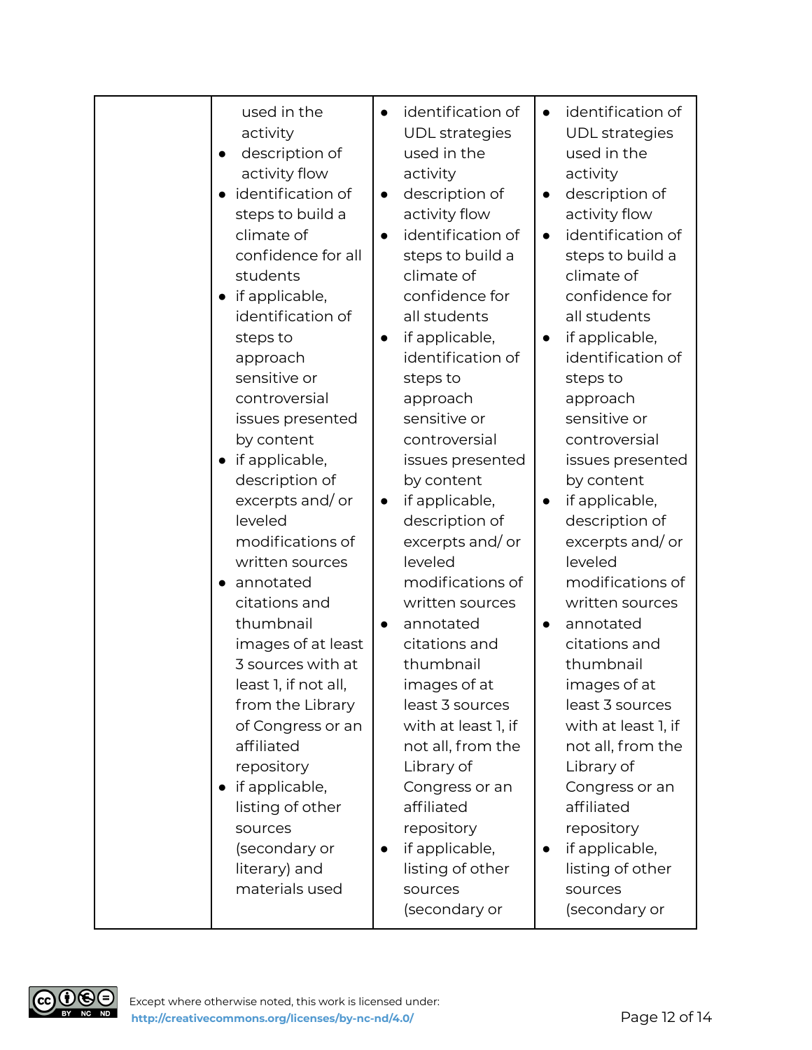| | | | |
|---|---|---|---|
| | used in the activity<br>● description of activity flow<br>● identification of steps to build a climate of confidence for all students<br>● if applicable, identification of steps to approach sensitive or controversial issues presented by content<br>● if applicable, description of excerpts and/ or leveled modifications of written sources<br>● annotated citations and thumbnail images of at least 3 sources with at least 1, if not all, from the Library of Congress or an affiliated repository<br>● if applicable, listing of other sources (secondary or literary) and materials used | ● identification of UDL strategies used in the activity<br>● description of activity flow<br>● identification of steps to build a climate of confidence for all students<br>● if applicable, identification of steps to approach sensitive or controversial issues presented by content<br>● if applicable, description of excerpts and/ or leveled modifications of written sources<br>● annotated citations and thumbnail images of at least 3 sources with at least 1, if not all, from the Library of Congress or an affiliated repository<br>● if applicable, listing of other sources (secondary or | ● identification of UDL strategies used in the activity<br>● description of activity flow<br>● identification of steps to build a climate of confidence for all students<br>● if applicable, identification of steps to approach sensitive or controversial issues presented by content<br>● if applicable, description of excerpts and/ or leveled modifications of written sources<br>● annotated citations and thumbnail images of at least 3 sources with at least 1, if not all, from the Library of Congress or an affiliated repository<br>● if applicable, listing of other sources (secondary or |

Except where otherwise noted, this work is licensed under: http://creativecommons.org/licenses/by-nc-nd/4.0/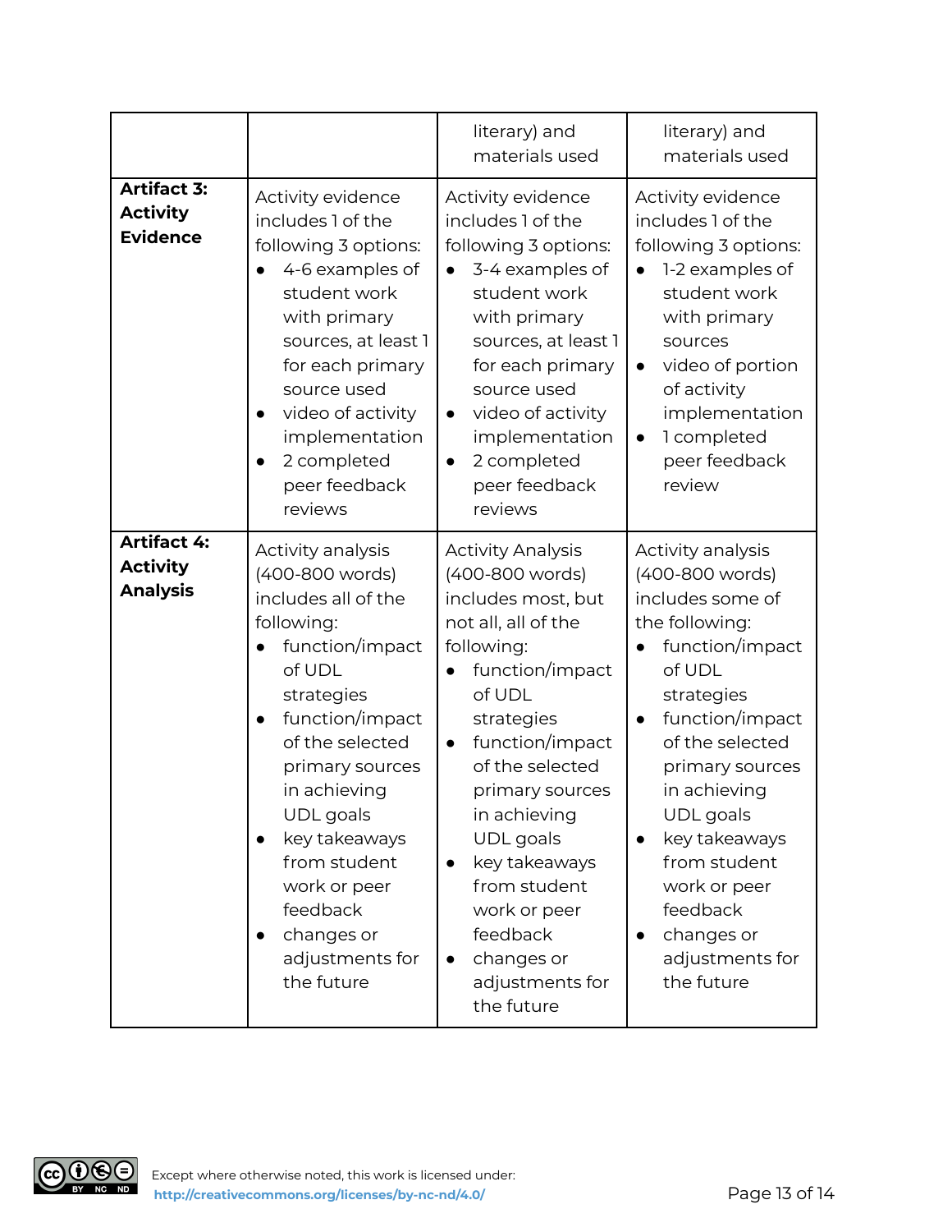| | | | |
|---|---|---|---|
| | | literary) and materials used | literary) and materials used |
| **Artifact 3: Activity Evidence** | Activity evidence includes 1 of the following 3 options:<br>● 4-6 examples of student work with primary sources, at least 1 for each primary source used<br>● video of activity implementation<br>● 2 completed peer feedback reviews | Activity evidence includes 1 of the following 3 options:<br>● 3-4 examples of student work with primary sources, at least 1 for each primary source used<br>● video of activity implementation<br>● 2 completed peer feedback reviews | Activity evidence includes 1 of the following 3 options:<br>● 1-2 examples of student work with primary sources<br>● video of portion of activity implementation<br>● 1 completed peer feedback review |
| **Artifact 4: Activity Analysis** | Activity analysis (400-800 words) includes all of the following:<br>● function/impact of UDL strategies<br>● function/impact of the selected primary sources in achieving UDL goals<br>● key takeaways from student work or peer feedback<br>● changes or adjustments for the future | Activity Analysis (400-800 words) includes most, but not all, all of the following:<br>● function/impact of UDL strategies<br>● function/impact of the selected primary sources in achieving UDL goals<br>● key takeaways from student work or peer feedback<br>● changes or adjustments for the future | Activity analysis (400-800 words) includes some of the following:<br>● function/impact of UDL strategies<br>● function/impact of the selected primary sources in achieving UDL goals<br>● key takeaways from student work or peer feedback<br>● changes or adjustments for the future |

Except where otherwise noted, this work is licensed under:
http://creativecommons.org/licenses/by-nc-nd/4.0/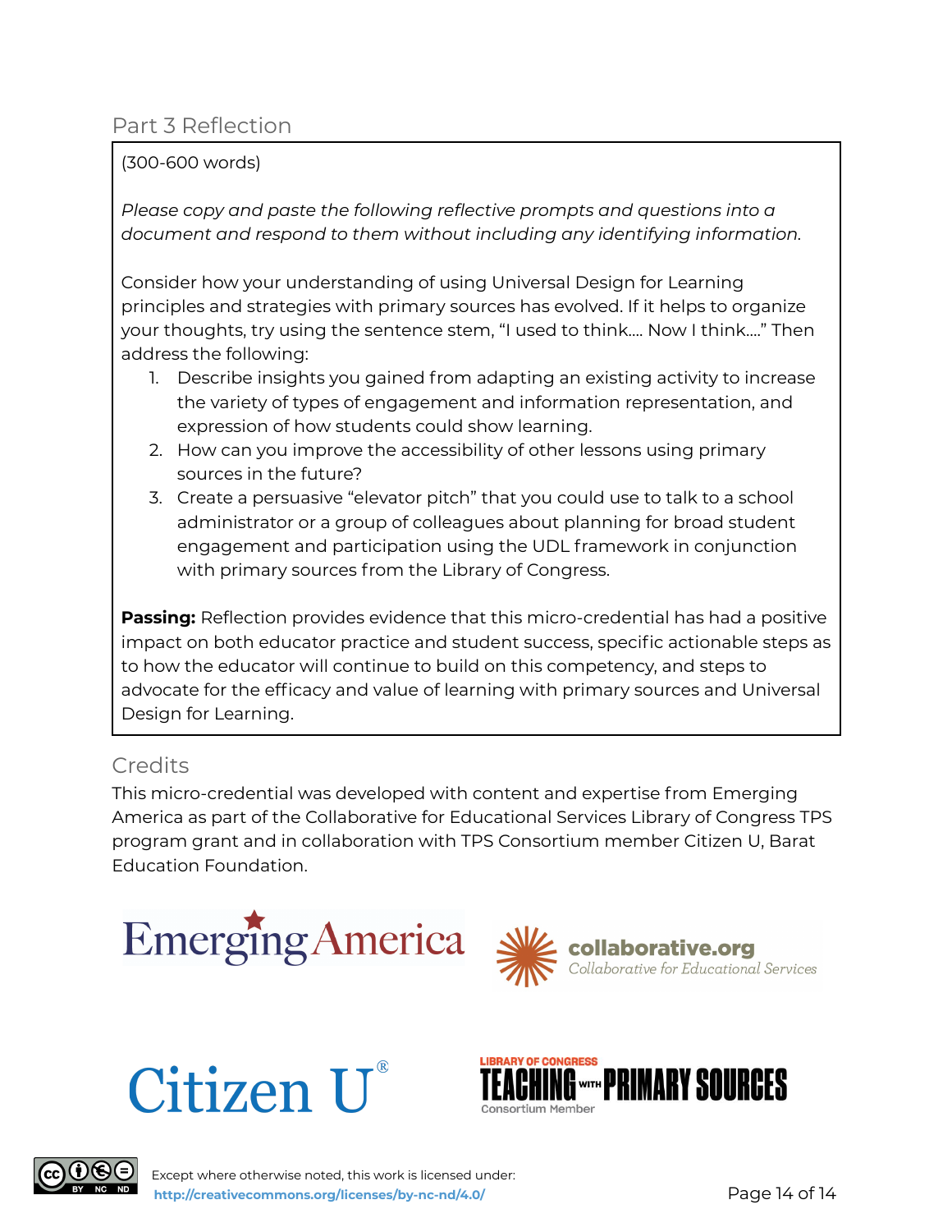## Part 3 Reflection

(300-600 words)

*Please copy and paste the following reflective prompts and questions into a document and respond to them without including any identifying information.*

Consider how your understanding of using Universal Design for Learning principles and strategies with primary sources has evolved. If it helps to organize your thoughts, try using the sentence stem, "I used to think…. Now I think…." Then address the following:

1. Describe insights you gained from adapting an existing activity to increase the variety of types of engagement and information representation, and expression of how students could show learning.
2. How can you improve the accessibility of other lessons using primary sources in the future?
3. Create a persuasive "elevator pitch" that you could use to talk to a school administrator or a group of colleagues about planning for broad student engagement and participation using the UDL framework in conjunction with primary sources from the Library of Congress.

**Passing:** Reflection provides evidence that this micro-credential has had a positive impact on both educator practice and student success, specific actionable steps as to how the educator will continue to build on this competency, and steps to advocate for the efficacy and value of learning with primary sources and Universal Design for Learning.

## Credits

This micro-credential was developed with content and expertise from Emerging America as part of the Collaborative for Educational Services Library of Congress TPS program grant and in collaboration with TPS Consortium member Citizen U, Barat Education Foundation.

Emerging America

collaborative.org
Collaborative for Educational Services

Citizen U®

LIBRARY OF CONGRESS TEACHING WITH PRIMARY SOURCES Consortium Member

Except where otherwise noted, this work is licensed under:
http://creativecommons.org/licenses/by-nc-nd/4.0/